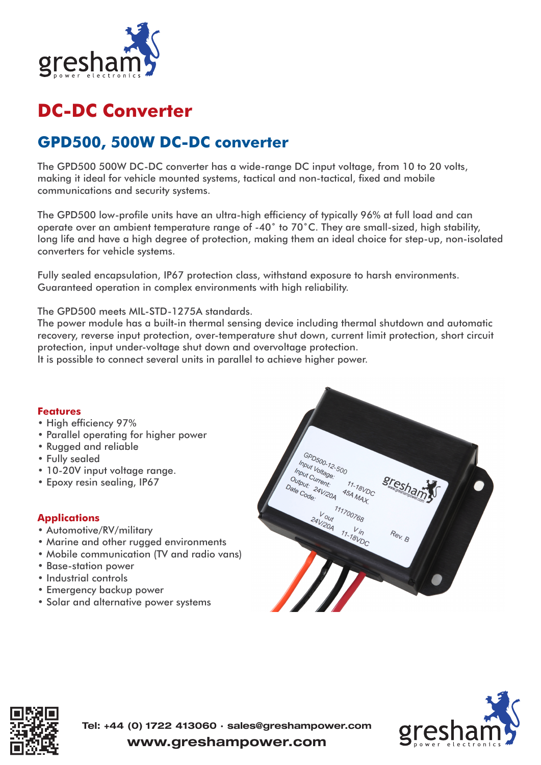# DC-DC Converter

## GPD500, 500W DC-DC converter

The GPD500 500W DC-DC converter has a wide-range DC input voltage, from 10 to 20 volts, making it ideal for vehicle mounted systems, tactical and non-tactical, fixed and mobile communications and security systems.

The GPD500 low-profile units have an ultra-high efficiency of typically 96% at full load and can operate over an ambient temperature range of -40˚ to 70˚C. They are small-sized, high stability, long life and have a high degree of protection, making them an ideal choice for step-up, non-isolated converters for vehicle systems.

Fully sealed encapsulation, IP67 protection class, withstand exposure to harsh environments. Guaranteed operation in complex environments with high reliability.

The GPD500 meets MIL-STD-1275A standards.
The power module has a built-in thermal sensing device including thermal shutdown and automatic recovery, reverse input protection, over-temperature shut down, current limit protection, short circuit protection, input under-voltage shut down and overvoltage protection.
It is possible to connect several units in parallel to achieve higher power.

### Features

- High efficiency 97%
- Parallel operating for higher power
- Rugged and reliable
- Fully sealed
- 10-20V input voltage range.
- Epoxy resin sealing, IP67

### Applications

- Automotive/RV/military
- Marine and other rugged environments
- Mobile communication (TV and radio vans)
- Base-station power
- Industrial controls
- Emergency backup power
- Solar and alternative power systems

**Tel: +44 (0) 1722 413060 · sales@greshampower.com**
**www.greshampower.com**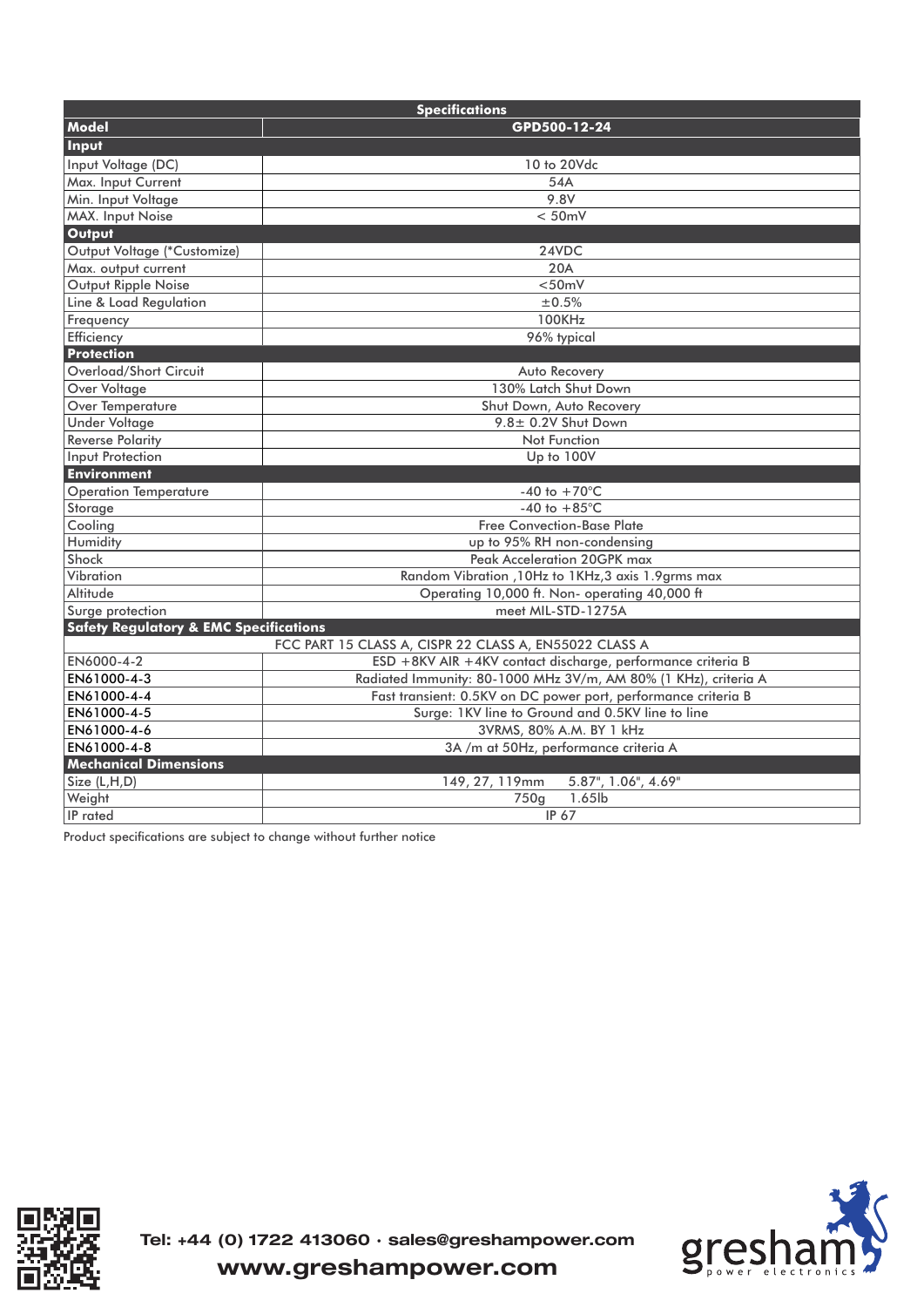| Specifications | |
|---|---|
| **Model** | **GPD500-12-24** |
| **Input** | |
| Input Voltage (DC) | 10 to 20Vdc |
| Max. Input Current | 54A |
| Min. Input Voltage | 9.8V |
| MAX. Input Noise | < 50mV |
| **Output** | |
| Output Voltage (*Customize) | 24VDC |
| Max. output current | 20A |
| Output Ripple Noise | <50mV |
| Line & Load Regulation | ±0.5% |
| Frequency | 100KHz |
| Efficiency | 96% typical |
| **Protection** | |
| Overload/Short Circuit | Auto Recovery |
| Over Voltage | 130% Latch Shut Down |
| Over Temperature | Shut Down, Auto Recovery |
| Under Voltage | 9.8± 0.2V Shut Down |
| Reverse Polarity | Not Function |
| Input Protection | Up to 100V |
| **Environment** | |
| Operation Temperature | -40 to +70°C |
| Storage | -40 to +85°C |
| Cooling | Free Convection-Base Plate |
| Humidity | up to 95% RH non-condensing |
| Shock | Peak Acceleration 20GPK max |
| Vibration | Random Vibration ,10Hz to 1KHz,3 axis 1.9grms max |
| Altitude | Operating 10,000 ft. Non- operating 40,000 ft |
| Surge protection | meet MIL-STD-1275A |
| **Safety Regulatory & EMC Specifications** | |
| FCC PART 15 CLASS A, CISPR 22 CLASS A, EN55022 CLASS A | |
| EN6000-4-2 | ESD +8KV AIR +4KV contact discharge, performance criteria B |
| EN61000-4-3 | Radiated Immunity: 80-1000 MHz 3V/m, AM 80% (1 KHz), criteria A |
| EN61000-4-4 | Fast transient: 0.5KV on DC power port, performance criteria B |
| EN61000-4-5 | Surge: 1KV line to Ground and 0.5KV line to line |
| EN61000-4-6 | 3VRMS, 80% A.M. BY 1 kHz |
| EN61000-4-8 | 3A /m at 50Hz, performance criteria A |
| **Mechanical Dimensions** | |
| Size (L,H,D) | 149, 27, 119mm 5.87", 1.06", 4.69" |
| Weight | 750g 1.65lb |
| IP rated | IP 67 |

Product specifications are subject to change without further notice

Tel: +44 (0) 1722 413060 · sales@greshampower.com

www.greshampower.com

gresham power electronics